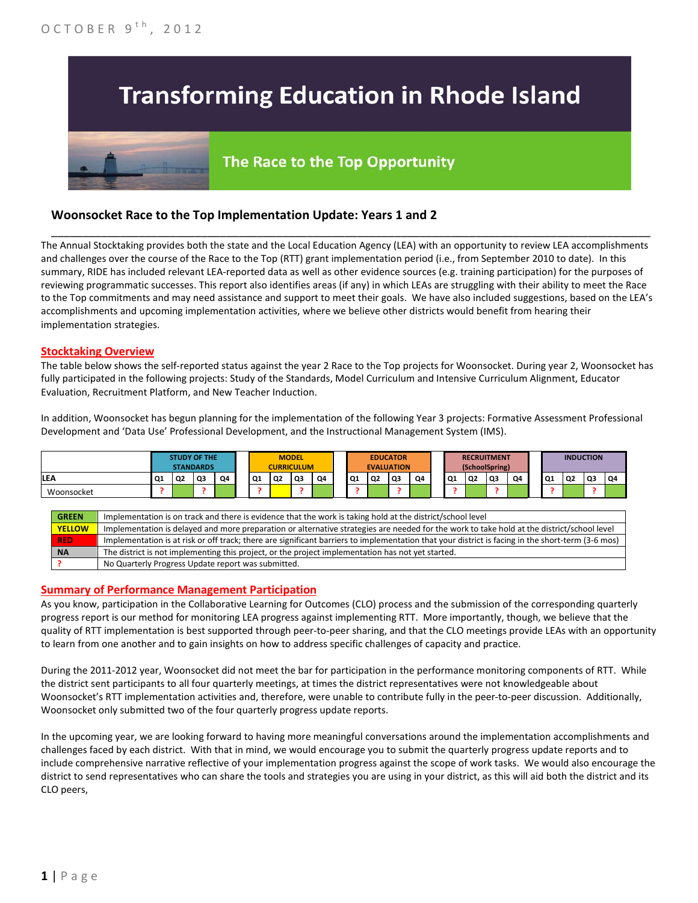OCTOBER 9th, 2012

# Transforming Education in Rhode Island

## The Race to the Top Opportunity

### Woonsocket Race to the Top Implementation Update: Years 1 and 2

The Annual Stocktaking provides both the state and the Local Education Agency (LEA) with an opportunity to review LEA accomplishments and challenges over the course of the Race to the Top (RTT) grant implementation period (i.e., from September 2010 to date). In this summary, RIDE has included relevant LEA-reported data as well as other evidence sources (e.g. training participation) for the purposes of reviewing programmatic successes. This report also identifies areas (if any) in which LEAs are struggling with their ability to meet the Race to the Top commitments and may need assistance and support to meet their goals. We have also included suggestions, based on the LEA's accomplishments and upcoming implementation activities, where we believe other districts would benefit from hearing their implementation strategies.

#### Stocktaking Overview

The table below shows the self-reported status against the year 2 Race to the Top projects for Woonsocket. During year 2, Woonsocket has fully participated in the following projects: Study of the Standards, Model Curriculum and Intensive Curriculum Alignment, Educator Evaluation, Recruitment Platform, and New Teacher Induction.

In addition, Woonsocket has begun planning for the implementation of the following Year 3 projects: Formative Assessment Professional Development and 'Data Use' Professional Development, and the Instructional Management System (IMS).

| | STUDY OF THE STANDARDS | | | | MODEL CURRICULUM | | | | EDUCATOR EVALUATION | | | | RECRUITMENT (SchoolSpring) | | | | INDUCTION | | | |
|---|---|---|---|---|---|---|---|---|---|---|---|---|---|---|---|---|---|---|---|---|
| LEA | Q1 | Q2 | Q3 | Q4 | Q1 | Q2 | Q3 | Q4 | Q1 | Q2 | Q3 | Q4 | Q1 | Q2 | Q3 | Q4 | Q1 | Q2 | Q3 | Q4 |
| Woonsocket | ? | GREEN | ? | GREEN | ? | YELLOW | ? | GREEN | ? | GREEN | ? | GREEN | ? | GREEN | ? | GREEN | ? | GREEN | ? | GREEN |

| | |
|---|---|
| GREEN | Implementation is on track and there is evidence that the work is taking hold at the district/school level |
| YELLOW | Implementation is delayed and more preparation or alternative strategies are needed for the work to take hold at the district/school level |
| RED | Implementation is at risk or off track; there are significant barriers to implementation that your district is facing in the short-term (3-6 mos) |
| NA | The district is not implementing this project, or the project implementation has not yet started. |
| ? | No Quarterly Progress Update report was submitted. |

#### Summary of Performance Management Participation

As you know, participation in the Collaborative Learning for Outcomes (CLO) process and the submission of the corresponding quarterly progress report is our method for monitoring LEA progress against implementing RTT. More importantly, though, we believe that the quality of RTT implementation is best supported through peer-to-peer sharing, and that the CLO meetings provide LEAs with an opportunity to learn from one another and to gain insights on how to address specific challenges of capacity and practice.

During the 2011-2012 year, Woonsocket did not meet the bar for participation in the performance monitoring components of RTT. While the district sent participants to all four quarterly meetings, at times the district representatives were not knowledgeable about Woonsocket's RTT implementation activities and, therefore, were unable to contribute fully in the peer-to-peer discussion. Additionally, Woonsocket only submitted two of the four quarterly progress update reports.

In the upcoming year, we are looking forward to having more meaningful conversations around the implementation accomplishments and challenges faced by each district. With that in mind, we would encourage you to submit the quarterly progress update reports and to include comprehensive narrative reflective of your implementation progress against the scope of work tasks. We would also encourage the district to send representatives who can share the tools and strategies you are using in your district, as this will aid both the district and its CLO peers,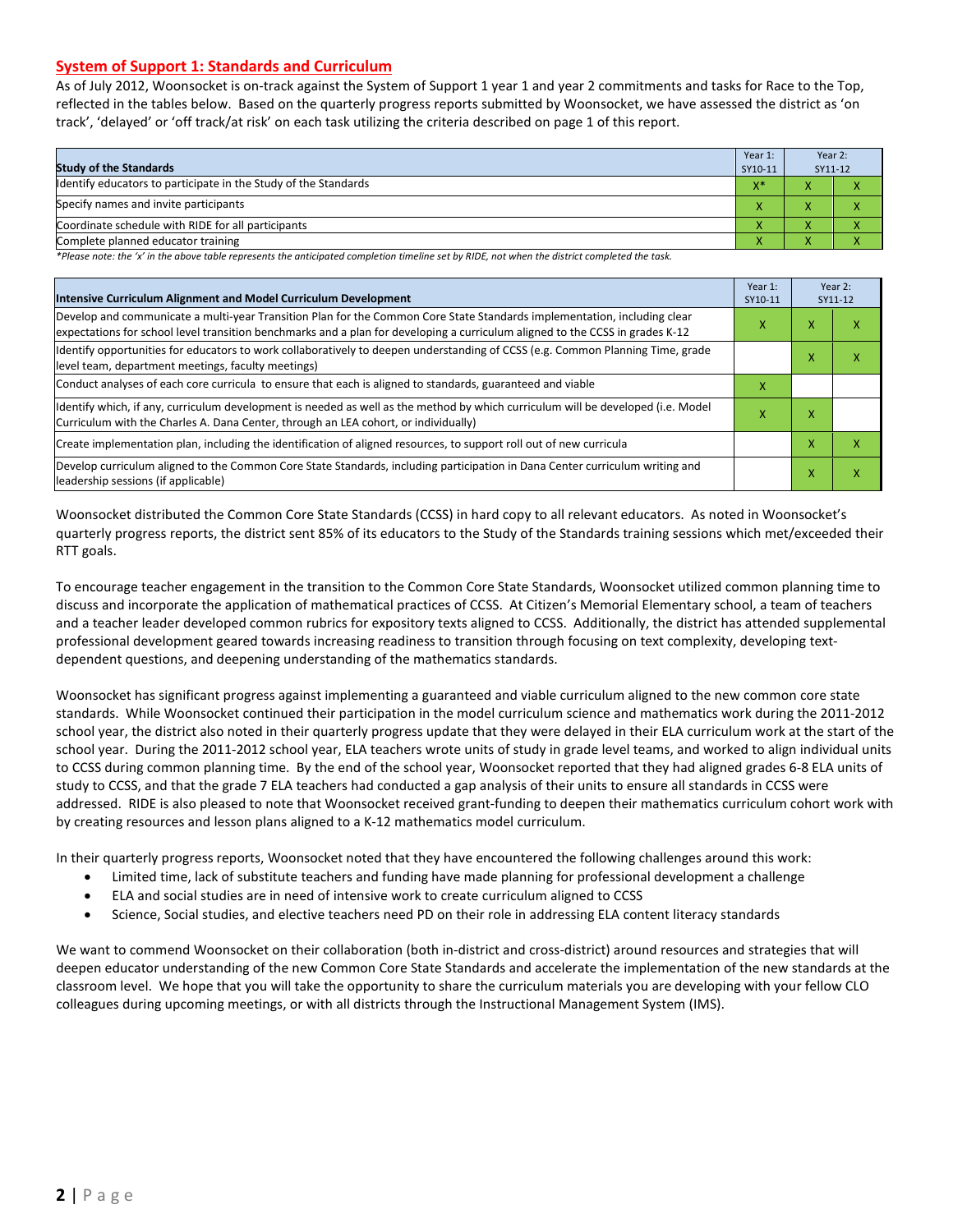## System of Support 1: Standards and Curriculum

As of July 2012, Woonsocket is on-track against the System of Support 1 year 1 and year 2 commitments and tasks for Race to the Top, reflected in the tables below. Based on the quarterly progress reports submitted by Woonsocket, we have assessed the district as 'on track', 'delayed' or 'off track/at risk' on each task utilizing the criteria described on page 1 of this report.

| Study of the Standards | Year 1: SY10-11 | Year 2: SY11-12 | |
|---|---|---|---|
| Identify educators to participate in the Study of the Standards | X* | X | X |
| Specify names and invite participants | X | X | X |
| Coordinate schedule with RIDE for all participants | X | X | X |
| Complete planned educator training | X | X | X |

*Please note: the 'x' in the above table represents the anticipated completion timeline set by RIDE, not when the district completed the task.

| Intensive Curriculum Alignment and Model Curriculum Development | Year 1: SY10-11 | Year 2: SY11-12 | |
|---|---|---|---|
| Develop and communicate a multi-year Transition Plan for the Common Core State Standards implementation, including clear expectations for school level transition benchmarks and a plan for developing a curriculum aligned to the CCSS in grades K-12 | X | X | X |
| Identify opportunities for educators to work collaboratively to deepen understanding of CCSS (e.g. Common Planning Time, grade level team, department meetings, faculty meetings) | | X | X |
| Conduct analyses of each core curricula to ensure that each is aligned to standards, guaranteed and viable | X | | |
| Identify which, if any, curriculum development is needed as well as the method by which curriculum will be developed (i.e. Model Curriculum with the Charles A. Dana Center, through an LEA cohort, or individually) | X | X | |
| Create implementation plan, including the identification of aligned resources, to support roll out of new curricula | | X | X |
| Develop curriculum aligned to the Common Core State Standards, including participation in Dana Center curriculum writing and leadership sessions (if applicable) | | X | X |

Woonsocket distributed the Common Core State Standards (CCSS) in hard copy to all relevant educators. As noted in Woonsocket's quarterly progress reports, the district sent 85% of its educators to the Study of the Standards training sessions which met/exceeded their RTT goals.

To encourage teacher engagement in the transition to the Common Core State Standards, Woonsocket utilized common planning time to discuss and incorporate the application of mathematical practices of CCSS. At Citizen's Memorial Elementary school, a team of teachers and a teacher leader developed common rubrics for expository texts aligned to CCSS. Additionally, the district has attended supplemental professional development geared towards increasing readiness to transition through focusing on text complexity, developing text-dependent questions, and deepening understanding of the mathematics standards.

Woonsocket has significant progress against implementing a guaranteed and viable curriculum aligned to the new common core state standards. While Woonsocket continued their participation in the model curriculum science and mathematics work during the 2011-2012 school year, the district also noted in their quarterly progress update that they were delayed in their ELA curriculum work at the start of the school year. During the 2011-2012 school year, ELA teachers wrote units of study in grade level teams, and worked to align individual units to CCSS during common planning time. By the end of the school year, Woonsocket reported that they had aligned grades 6-8 ELA units of study to CCSS, and that the grade 7 ELA teachers had conducted a gap analysis of their units to ensure all standards in CCSS were addressed. RIDE is also pleased to note that Woonsocket received grant-funding to deepen their mathematics curriculum cohort work with by creating resources and lesson plans aligned to a K-12 mathematics model curriculum.

In their quarterly progress reports, Woonsocket noted that they have encountered the following challenges around this work:

- Limited time, lack of substitute teachers and funding have made planning for professional development a challenge
- ELA and social studies are in need of intensive work to create curriculum aligned to CCSS
- Science, Social studies, and elective teachers need PD on their role in addressing ELA content literacy standards

We want to commend Woonsocket on their collaboration (both in-district and cross-district) around resources and strategies that will deepen educator understanding of the new Common Core State Standards and accelerate the implementation of the new standards at the classroom level. We hope that you will take the opportunity to share the curriculum materials you are developing with your fellow CLO colleagues during upcoming meetings, or with all districts through the Instructional Management System (IMS).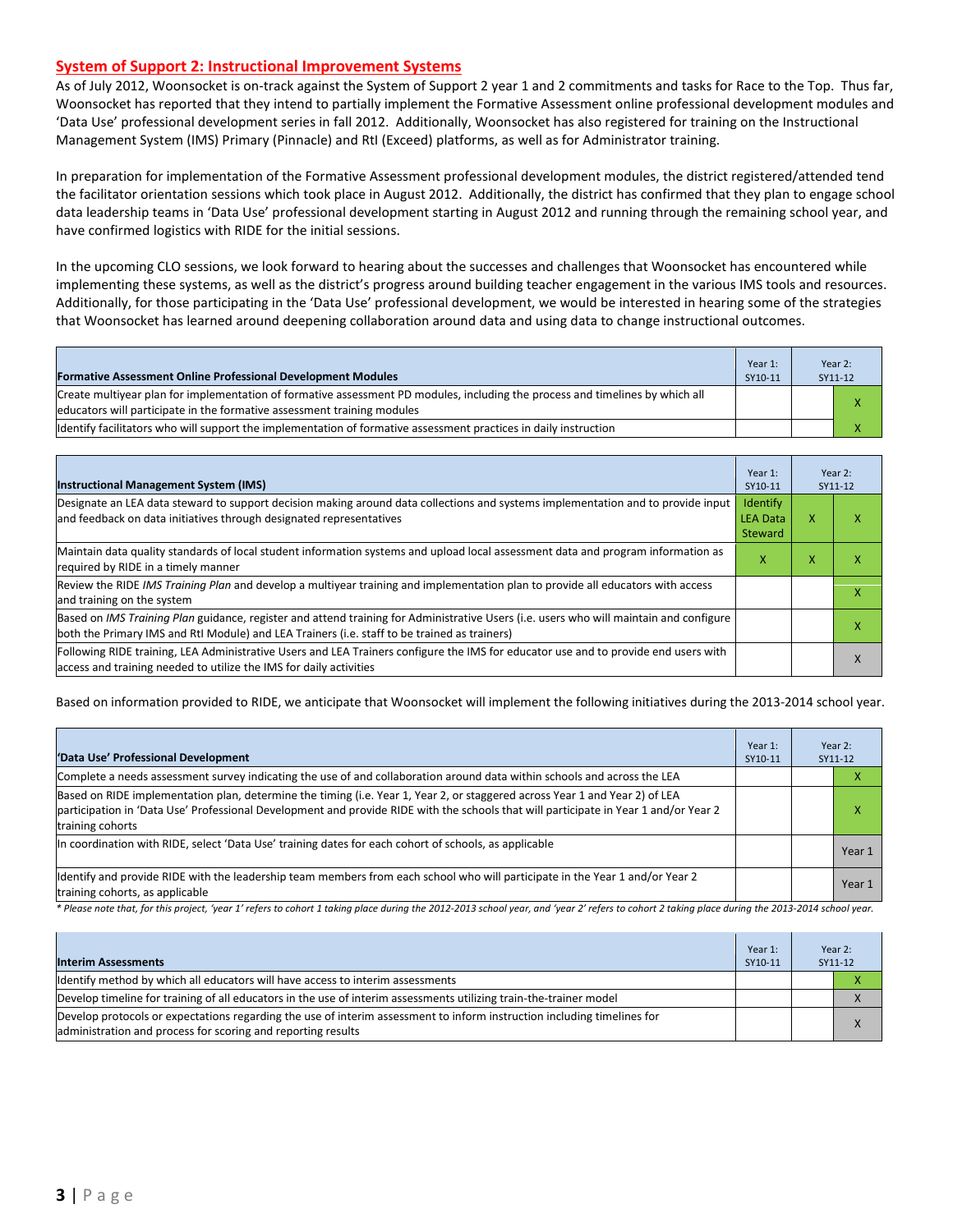## System of Support 2: Instructional Improvement Systems

As of July 2012, Woonsocket is on-track against the System of Support 2 year 1 and 2 commitments and tasks for Race to the Top. Thus far, Woonsocket has reported that they intend to partially implement the Formative Assessment online professional development modules and 'Data Use' professional development series in fall 2012. Additionally, Woonsocket has also registered for training on the Instructional Management System (IMS) Primary (Pinnacle) and RtI (Exceed) platforms, as well as for Administrator training.

In preparation for implementation of the Formative Assessment professional development modules, the district registered/attended tend the facilitator orientation sessions which took place in August 2012. Additionally, the district has confirmed that they plan to engage school data leadership teams in 'Data Use' professional development starting in August 2012 and running through the remaining school year, and have confirmed logistics with RIDE for the initial sessions.

In the upcoming CLO sessions, we look forward to hearing about the successes and challenges that Woonsocket has encountered while implementing these systems, as well as the district's progress around building teacher engagement in the various IMS tools and resources. Additionally, for those participating in the 'Data Use' professional development, we would be interested in hearing some of the strategies that Woonsocket has learned around deepening collaboration around data and using data to change instructional outcomes.

| Formative Assessment Online Professional Development Modules | Year 1: SY10-11 | Year 2: SY11-12 | |
|---|---|---|---|
| Create multiyear plan for implementation of formative assessment PD modules, including the process and timelines by which all educators will participate in the formative assessment training modules | | | X |
| Identify facilitators who will support the implementation of formative assessment practices in daily instruction | | | X |

| Instructional Management System (IMS) | Year 1: SY10-11 | Year 2: SY11-12 | |
|---|---|---|---|
| Designate an LEA data steward to support decision making around data collections and systems implementation and to provide input and feedback on data initiatives through designated representatives | Identify LEA Data Steward | X | X |
| Maintain data quality standards of local student information systems and upload local assessment data and program information as required by RIDE in a timely manner | X | X | X |
| Review the RIDE *IMS Training Plan* and develop a multiyear training and implementation plan to provide all educators with access and training on the system | | | X |
| Based on *IMS Training Plan* guidance, register and attend training for Administrative Users (i.e. users who will maintain and configure both the Primary IMS and RtI Module) and LEA Trainers (i.e. staff to be trained as trainers) | | | X |
| Following RIDE training, LEA Administrative Users and LEA Trainers configure the IMS for educator use and to provide end users with access and training needed to utilize the IMS for daily activities | | | X |

Based on information provided to RIDE, we anticipate that Woonsocket will implement the following initiatives during the 2013-2014 school year.

| 'Data Use' Professional Development | Year 1: SY10-11 | Year 2: SY11-12 | |
|---|---|---|---|
| Complete a needs assessment survey indicating the use of and collaboration around data within schools and across the LEA | | | X |
| Based on RIDE implementation plan, determine the timing (i.e. Year 1, Year 2, or staggered across Year 1 and Year 2) of LEA participation in 'Data Use' Professional Development and provide RIDE with the schools that will participate in Year 1 and/or Year 2 training cohorts | | | X |
| In coordination with RIDE, select 'Data Use' training dates for each cohort of schools, as applicable | | | Year 1 |
| Identify and provide RIDE with the leadership team members from each school who will participate in the Year 1 and/or Year 2 training cohorts, as applicable | | | Year 1 |

*\* Please note that, for this project, 'year 1' refers to cohort 1 taking place during the 2012-2013 school year, and 'year 2' refers to cohort 2 taking place during the 2013-2014 school year.*

| Interim Assessments | Year 1: SY10-11 | Year 2: SY11-12 | |
|---|---|---|---|
| Identify method by which all educators will have access to interim assessments | | | X |
| Develop timeline for training of all educators in the use of interim assessments utilizing train-the-trainer model | | | X |
| Develop protocols or expectations regarding the use of interim assessment to inform instruction including timelines for administration and process for scoring and reporting results | | | X |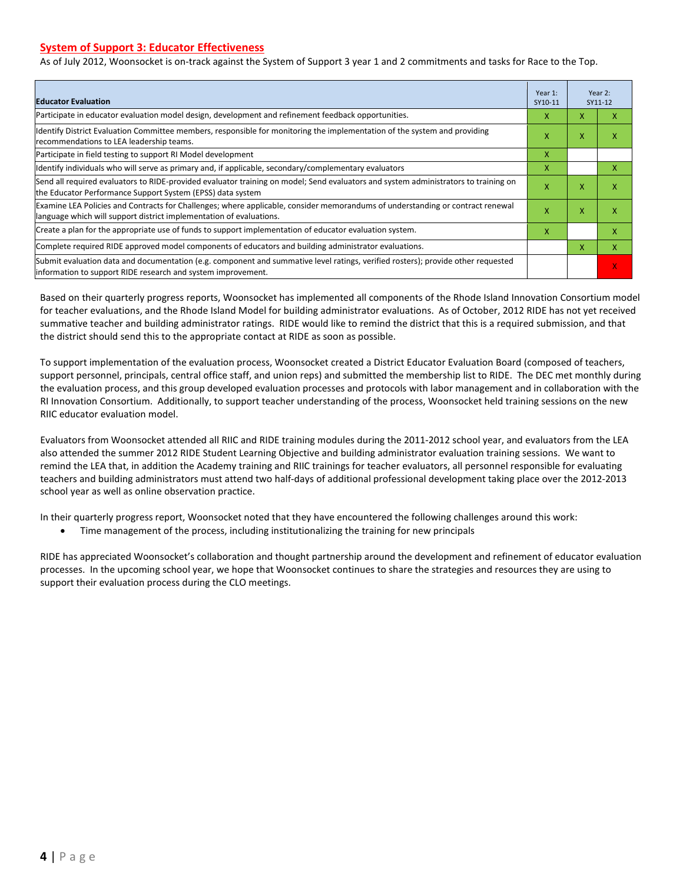## System of Support 3: Educator Effectiveness

As of July 2012, Woonsocket is on-track against the System of Support 3 year 1 and 2 commitments and tasks for Race to the Top.

| Educator Evaluation | Year 1: SY10-11 | Year 2: SY11-12 | |
|---|---|---|---|
| Participate in educator evaluation model design, development and refinement feedback opportunities. | X | X | X |
| Identify District Evaluation Committee members, responsible for monitoring the implementation of the system and providing recommendations to LEA leadership teams. | X | X | X |
| Participate in field testing to support RI Model development | X | | |
| Identify individuals who will serve as primary and, if applicable, secondary/complementary evaluators | X | | X |
| Send all required evaluators to RIDE-provided evaluator training on model; Send evaluators and system administrators to training on the Educator Performance Support System (EPSS) data system | X | X | X |
| Examine LEA Policies and Contracts for Challenges; where applicable, consider memorandums of understanding or contract renewal language which will support district implementation of evaluations. | X | X | X |
| Create a plan for the appropriate use of funds to support implementation of educator evaluation system. | X | | X |
| Complete required RIDE approved model components of educators and building administrator evaluations. | | X | X |
| Submit evaluation data and documentation (e.g. component and summative level ratings, verified rosters); provide other requested information to support RIDE research and system improvement. | | | X |

Based on their quarterly progress reports, Woonsocket has implemented all components of the Rhode Island Innovation Consortium model for teacher evaluations, and the Rhode Island Model for building administrator evaluations. As of October, 2012 RIDE has not yet received summative teacher and building administrator ratings. RIDE would like to remind the district that this is a required submission, and that the district should send this to the appropriate contact at RIDE as soon as possible.

To support implementation of the evaluation process, Woonsocket created a District Educator Evaluation Board (composed of teachers, support personnel, principals, central office staff, and union reps) and submitted the membership list to RIDE. The DEC met monthly during the evaluation process, and this group developed evaluation processes and protocols with labor management and in collaboration with the RI Innovation Consortium. Additionally, to support teacher understanding of the process, Woonsocket held training sessions on the new RIIC educator evaluation model.

Evaluators from Woonsocket attended all RIIC and RIDE training modules during the 2011-2012 school year, and evaluators from the LEA also attended the summer 2012 RIDE Student Learning Objective and building administrator evaluation training sessions. We want to remind the LEA that, in addition the Academy training and RIIC trainings for teacher evaluators, all personnel responsible for evaluating teachers and building administrators must attend two half-days of additional professional development taking place over the 2012-2013 school year as well as online observation practice.

In their quarterly progress report, Woonsocket noted that they have encountered the following challenges around this work:

- Time management of the process, including institutionalizing the training for new principals

RIDE has appreciated Woonsocket's collaboration and thought partnership around the development and refinement of educator evaluation processes. In the upcoming school year, we hope that Woonsocket continues to share the strategies and resources they are using to support their evaluation process during the CLO meetings.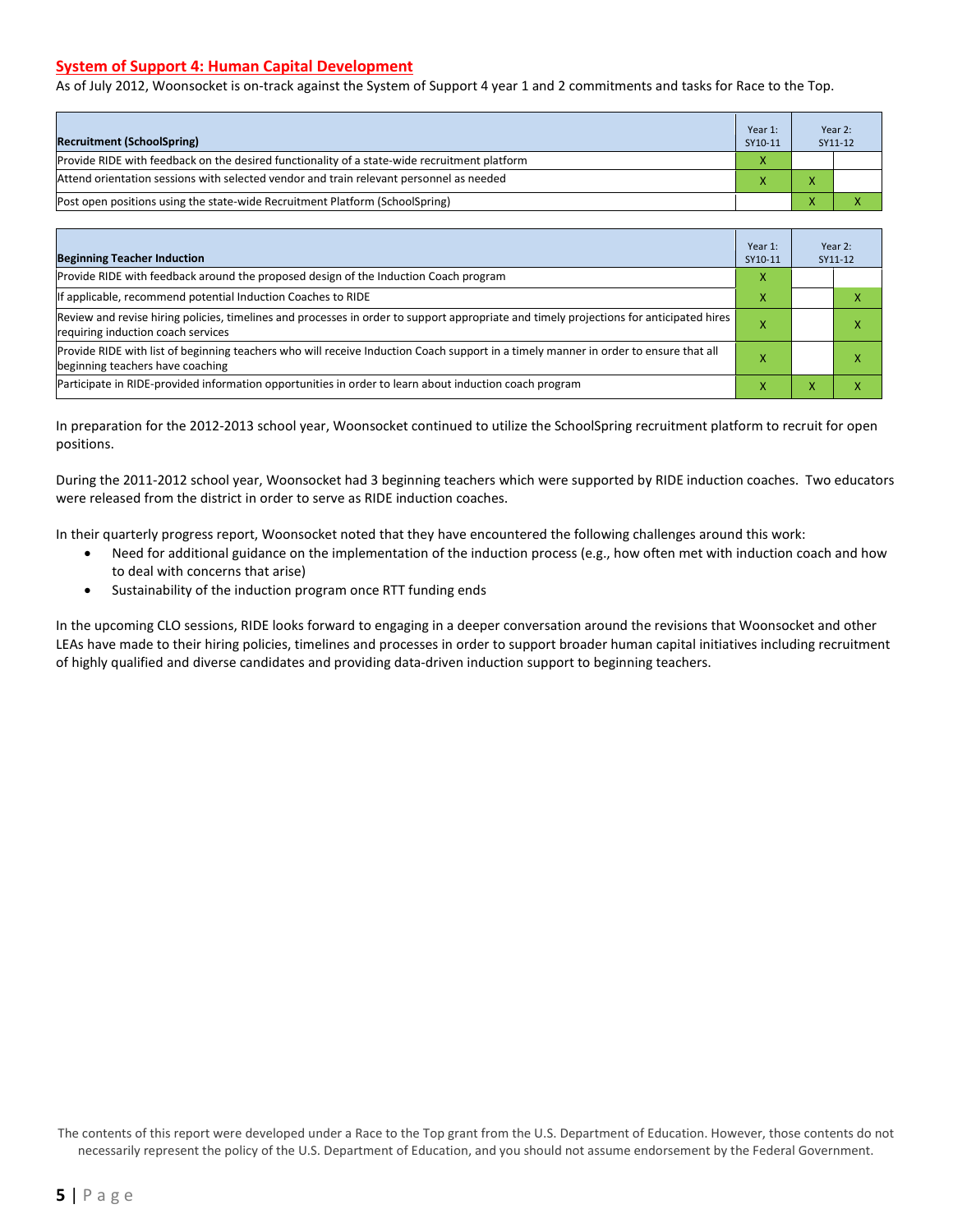## System of Support 4: Human Capital Development

As of July 2012, Woonsocket is on-track against the System of Support 4 year 1 and 2 commitments and tasks for Race to the Top.

| Recruitment (SchoolSpring) | Year 1: SY10-11 | Year 2: SY11-12 | |
|---|---|---|---|
| Provide RIDE with feedback on the desired functionality of a state-wide recruitment platform | X | | |
| Attend orientation sessions with selected vendor and train relevant personnel as needed | X | X | |
| Post open positions using the state-wide Recruitment Platform (SchoolSpring) | | X | X |

| Beginning Teacher Induction | Year 1: SY10-11 | Year 2: SY11-12 | |
|---|---|---|---|
| Provide RIDE with feedback around the proposed design of the Induction Coach program | X | | |
| If applicable, recommend potential Induction Coaches to RIDE | X | | X |
| Review and revise hiring policies, timelines and processes in order to support appropriate and timely projections for anticipated hires requiring induction coach services | X | | X |
| Provide RIDE with list of beginning teachers who will receive Induction Coach support in a timely manner in order to ensure that all beginning teachers have coaching | X | | X |
| Participate in RIDE-provided information opportunities in order to learn about induction coach program | X | X | X |

In preparation for the 2012-2013 school year, Woonsocket continued to utilize the SchoolSpring recruitment platform to recruit for open positions.

During the 2011-2012 school year, Woonsocket had 3 beginning teachers which were supported by RIDE induction coaches. Two educators were released from the district in order to serve as RIDE induction coaches.

In their quarterly progress report, Woonsocket noted that they have encountered the following challenges around this work:

- Need for additional guidance on the implementation of the induction process (e.g., how often met with induction coach and how to deal with concerns that arise)
- Sustainability of the induction program once RTT funding ends

In the upcoming CLO sessions, RIDE looks forward to engaging in a deeper conversation around the revisions that Woonsocket and other LEAs have made to their hiring policies, timelines and processes in order to support broader human capital initiatives including recruitment of highly qualified and diverse candidates and providing data-driven induction support to beginning teachers.

The contents of this report were developed under a Race to the Top grant from the U.S. Department of Education. However, those contents do not necessarily represent the policy of the U.S. Department of Education, and you should not assume endorsement by the Federal Government.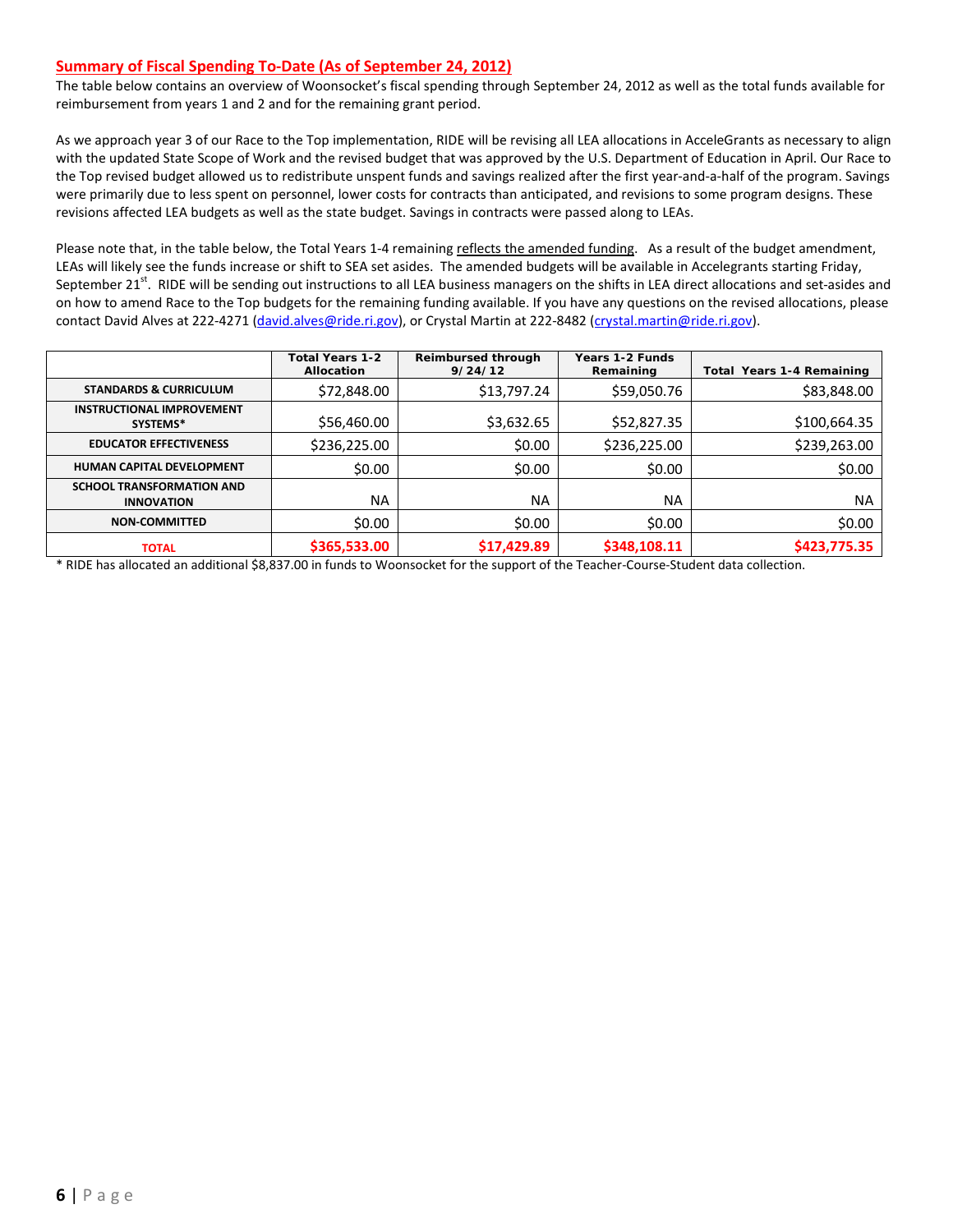## Summary of Fiscal Spending To-Date (As of September 24, 2012)

The table below contains an overview of Woonsocket's fiscal spending through September 24, 2012 as well as the total funds available for reimbursement from years 1 and 2 and for the remaining grant period.

As we approach year 3 of our Race to the Top implementation, RIDE will be revising all LEA allocations in AcceleGrants as necessary to align with the updated State Scope of Work and the revised budget that was approved by the U.S. Department of Education in April. Our Race to the Top revised budget allowed us to redistribute unspent funds and savings realized after the first year-and-a-half of the program. Savings were primarily due to less spent on personnel, lower costs for contracts than anticipated, and revisions to some program designs. These revisions affected LEA budgets as well as the state budget. Savings in contracts were passed along to LEAs.

Please note that, in the table below, the Total Years 1-4 remaining reflects the amended funding. As a result of the budget amendment, LEAs will likely see the funds increase or shift to SEA set asides. The amended budgets will be available in Accelegrants starting Friday, September 21st. RIDE will be sending out instructions to all LEA business managers on the shifts in LEA direct allocations and set-asides and on how to amend Race to the Top budgets for the remaining funding available. If you have any questions on the revised allocations, please contact David Alves at 222-4271 (david.alves@ride.ri.gov), or Crystal Martin at 222-8482 (crystal.martin@ride.ri.gov).

| | Total Years 1-2 Allocation | Reimbursed through 9/24/12 | Years 1-2 Funds Remaining | Total Years 1-4 Remaining |
|---|---|---|---|---|
| STANDARDS & CURRICULUM | $72,848.00 | $13,797.24 | $59,050.76 | $83,848.00 |
| INSTRUCTIONAL IMPROVEMENT SYSTEMS* | $56,460.00 | $3,632.65 | $52,827.35 | $100,664.35 |
| EDUCATOR EFFECTIVENESS | $236,225.00 | $0.00 | $236,225.00 | $239,263.00 |
| HUMAN CAPITAL DEVELOPMENT | $0.00 | $0.00 | $0.00 | $0.00 |
| SCHOOL TRANSFORMATION AND INNOVATION | NA | NA | NA | NA |
| NON-COMMITTED | $0.00 | $0.00 | $0.00 | $0.00 |
| **TOTAL** | **$365,533.00** | **$17,429.89** | **$348,108.11** | **$423,775.35** |

* RIDE has allocated an additional $8,837.00 in funds to Woonsocket for the support of the Teacher-Course-Student data collection.